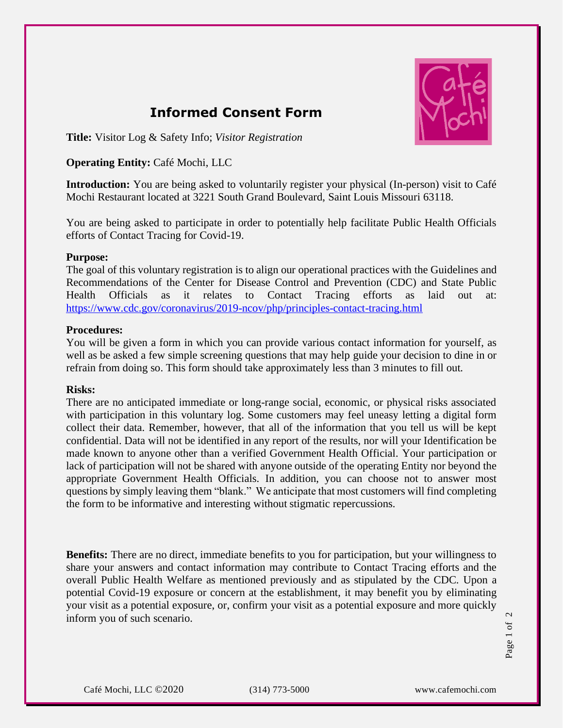# Informed Consent Form

**Title:** Visitor Log & Safety Info; *Visitor Registration*

**Operating Entity:** Café Mochi, LLC

**Introduction:** You are being asked to voluntarily register your physical (In-person) visit to Café Mochi Restaurant located at 3221 South Grand Boulevard, Saint Louis Missouri 63118.

You are being asked to participate in order to potentially help facilitate Public Health Officials efforts of Contact Tracing for Covid-19.

**Purpose:**
The goal of this voluntary registration is to align our operational practices with the Guidelines and Recommendations of the Center for Disease Control and Prevention (CDC) and State Public Health Officials as it relates to Contact Tracing efforts as laid out at: https://www.cdc.gov/coronavirus/2019-ncov/php/principles-contact-tracing.html

**Procedures:**
You will be given a form in which you can provide various contact information for yourself, as well as be asked a few simple screening questions that may help guide your decision to dine in or refrain from doing so. This form should take approximately less than 3 minutes to fill out.

**Risks:**
There are no anticipated immediate or long-range social, economic, or physical risks associated with participation in this voluntary log. Some customers may feel uneasy letting a digital form collect their data. Remember, however, that all of the information that you tell us will be kept confidential. Data will not be identified in any report of the results, nor will your Identification be made known to anyone other than a verified Government Health Official. Your participation or lack of participation will not be shared with anyone outside of the operating Entity nor beyond the appropriate Government Health Officials. In addition, you can choose not to answer most questions by simply leaving them "blank." We anticipate that most customers will find completing the form to be informative and interesting without stigmatic repercussions.

**Benefits:** There are no direct, immediate benefits to you for participation, but your willingness to share your answers and contact information may contribute to Contact Tracing efforts and the overall Public Health Welfare as mentioned previously and as stipulated by the CDC. Upon a potential Covid-19 exposure or concern at the establishment, it may benefit you by eliminating your visit as a potential exposure, or, confirm your visit as a potential exposure and more quickly inform you of such scenario.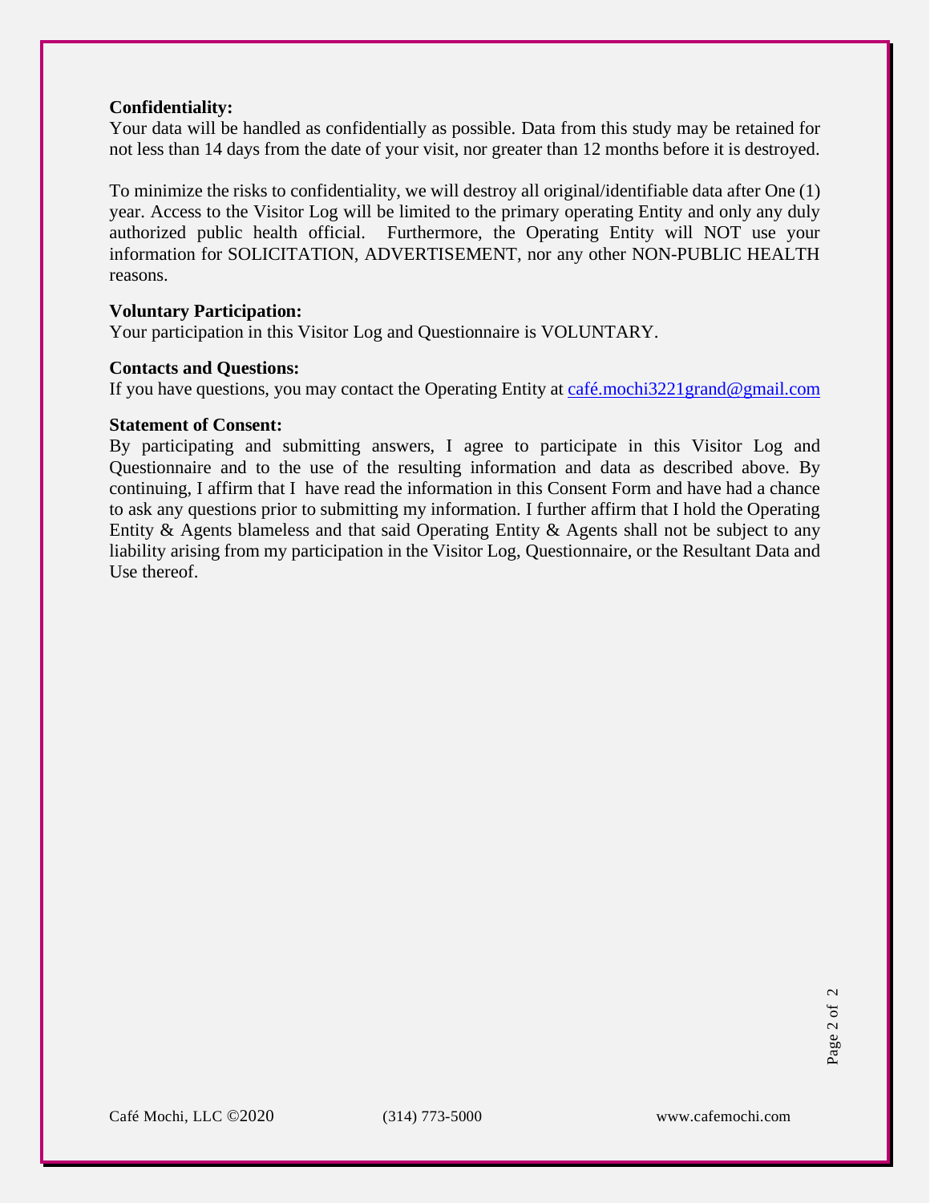**Confidentiality:**

Your data will be handled as confidentially as possible. Data from this study may be retained for not less than 14 days from the date of your visit, nor greater than 12 months before it is destroyed.

To minimize the risks to confidentiality, we will destroy all original/identifiable data after One (1) year. Access to the Visitor Log will be limited to the primary operating Entity and only any duly authorized public health official. Furthermore, the Operating Entity will NOT use your information for SOLICITATION, ADVERTISEMENT, nor any other NON-PUBLIC HEALTH reasons.

**Voluntary Participation:**

Your participation in this Visitor Log and Questionnaire is VOLUNTARY.

**Contacts and Questions:**

If you have questions, you may contact the Operating Entity at café.mochi3221grand@gmail.com

**Statement of Consent:**

By participating and submitting answers, I agree to participate in this Visitor Log and Questionnaire and to the use of the resulting information and data as described above. By continuing, I affirm that I have read the information in this Consent Form and have had a chance to ask any questions prior to submitting my information. I further affirm that I hold the Operating Entity & Agents blameless and that said Operating Entity & Agents shall not be subject to any liability arising from my participation in the Visitor Log, Questionnaire, or the Resultant Data and Use thereof.